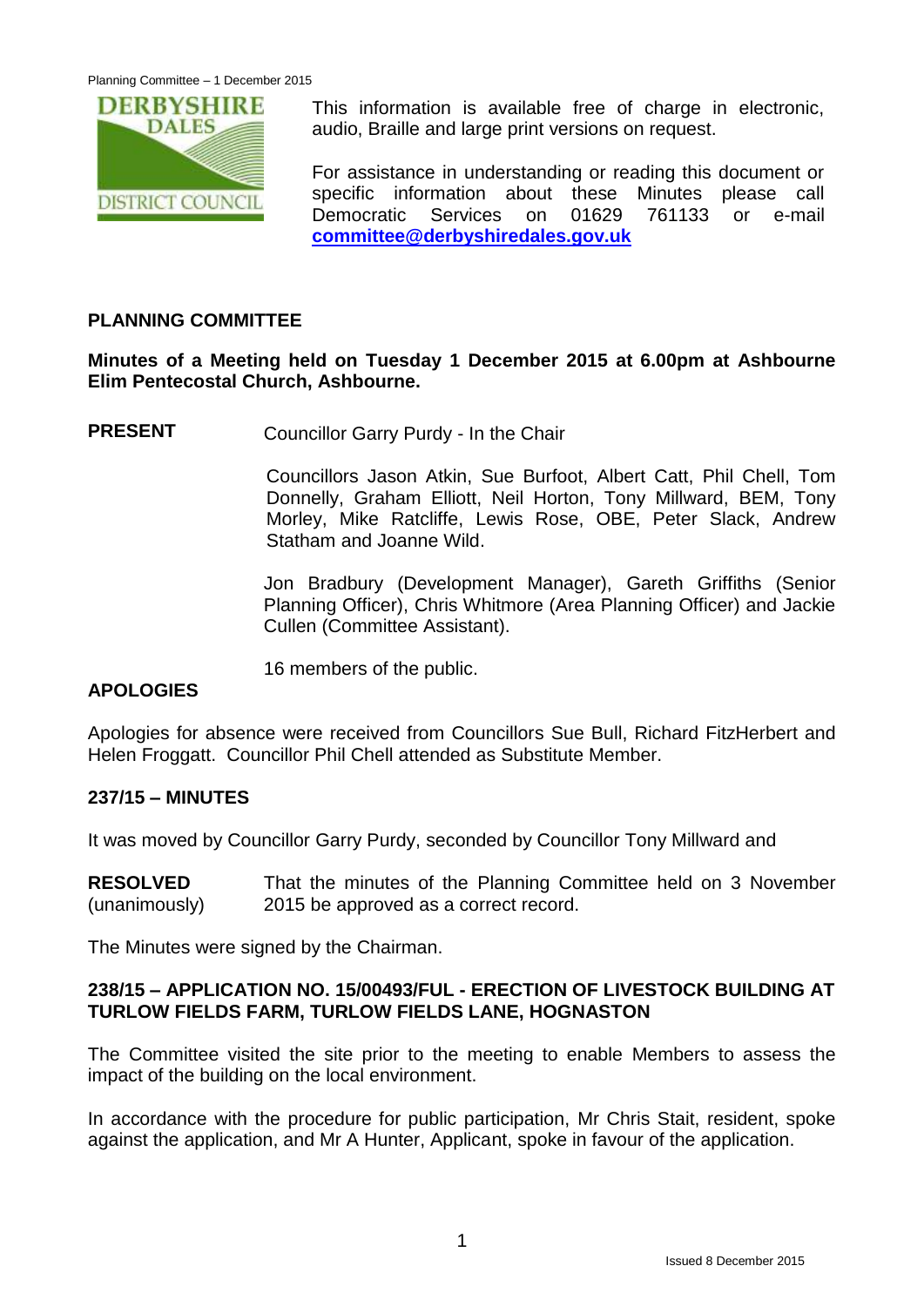This information is available free of charge in electronic, audio, Braille and large print versions on request.

For assistance in understanding or reading this document or specific information about these Minutes please call Democratic Services on 01629 761133 or e-mail **committee@derbyshiredales.gov.uk**

## PLANNING COMMITTEE

**Minutes of a Meeting held on Tuesday 1 December 2015 at 6.00pm at Ashbourne Elim Pentecostal Church, Ashbourne.**

**PRESENT** Councillor Garry Purdy - In the Chair

Councillors Jason Atkin, Sue Burfoot, Albert Catt, Phil Chell, Tom Donnelly, Graham Elliott, Neil Horton, Tony Millward, BEM, Tony Morley, Mike Ratcliffe, Lewis Rose, OBE, Peter Slack, Andrew Statham and Joanne Wild.

Jon Bradbury (Development Manager), Gareth Griffiths (Senior Planning Officer), Chris Whitmore (Area Planning Officer) and Jackie Cullen (Committee Assistant).

16 members of the public.

**APOLOGIES**

Apologies for absence were received from Councillors Sue Bull, Richard FitzHerbert and Helen Froggatt. Councillor Phil Chell attended as Substitute Member.

**237/15 – MINUTES**

It was moved by Councillor Garry Purdy, seconded by Councillor Tony Millward and

**RESOLVED** (unanimously) That the minutes of the Planning Committee held on 3 November 2015 be approved as a correct record.

The Minutes were signed by the Chairman.

**238/15 – APPLICATION NO. 15/00493/FUL - ERECTION OF LIVESTOCK BUILDING AT TURLOW FIELDS FARM, TURLOW FIELDS LANE, HOGNASTON**

The Committee visited the site prior to the meeting to enable Members to assess the impact of the building on the local environment.

In accordance with the procedure for public participation, Mr Chris Stait, resident, spoke against the application, and Mr A Hunter, Applicant, spoke in favour of the application.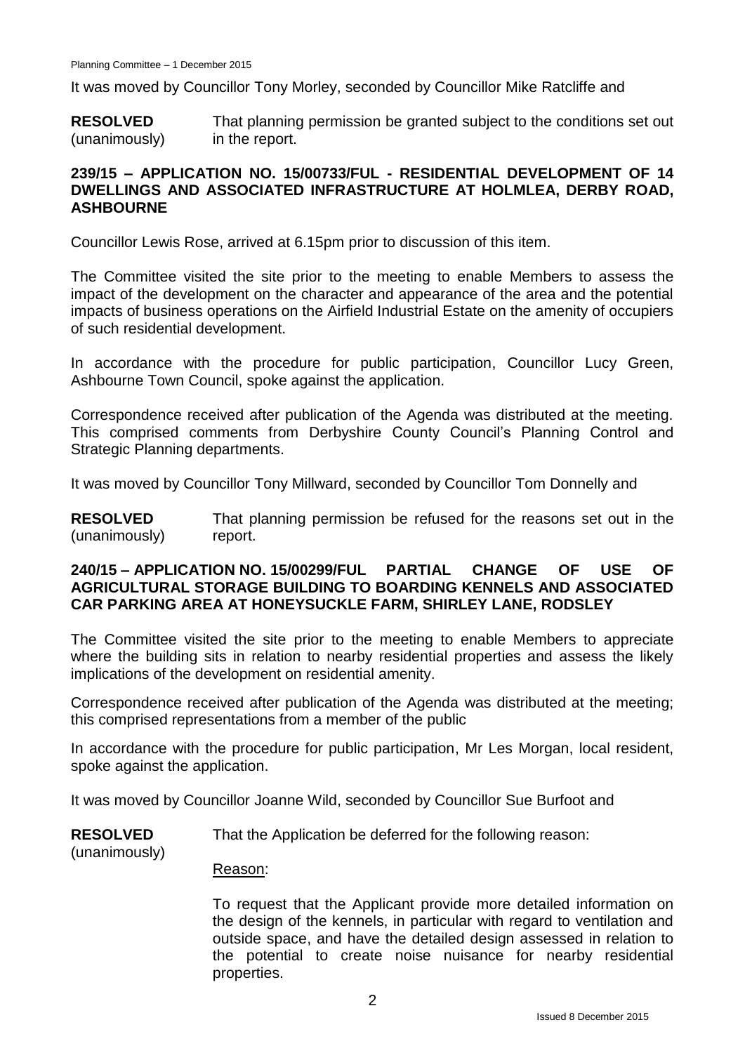It was moved by Councillor Tony Morley, seconded by Councillor Mike Ratcliffe and

**RESOLVED** (unanimously) That planning permission be granted subject to the conditions set out in the report.

### 239/15 – APPLICATION NO. 15/00733/FUL - RESIDENTIAL DEVELOPMENT OF 14 DWELLINGS AND ASSOCIATED INFRASTRUCTURE AT HOLMLEA, DERBY ROAD, ASHBOURNE

Councillor Lewis Rose, arrived at 6.15pm prior to discussion of this item.

The Committee visited the site prior to the meeting to enable Members to assess the impact of the development on the character and appearance of the area and the potential impacts of business operations on the Airfield Industrial Estate on the amenity of occupiers of such residential development.

In accordance with the procedure for public participation, Councillor Lucy Green, Ashbourne Town Council, spoke against the application.

Correspondence received after publication of the Agenda was distributed at the meeting. This comprised comments from Derbyshire County Council's Planning Control and Strategic Planning departments.

It was moved by Councillor Tony Millward, seconded by Councillor Tom Donnelly and

**RESOLVED** (unanimously) That planning permission be refused for the reasons set out in the report.

### 240/15 – APPLICATION NO. 15/00299/FUL PARTIAL CHANGE OF USE OF AGRICULTURAL STORAGE BUILDING TO BOARDING KENNELS AND ASSOCIATED CAR PARKING AREA AT HONEYSUCKLE FARM, SHIRLEY LANE, RODSLEY

The Committee visited the site prior to the meeting to enable Members to appreciate where the building sits in relation to nearby residential properties and assess the likely implications of the development on residential amenity.

Correspondence received after publication of the Agenda was distributed at the meeting; this comprised representations from a member of the public

In accordance with the procedure for public participation, Mr Les Morgan, local resident, spoke against the application.

It was moved by Councillor Joanne Wild, seconded by Councillor Sue Burfoot and

**RESOLVED** (unanimously) That the Application be deferred for the following reason:

Reason:

To request that the Applicant provide more detailed information on the design of the kennels, in particular with regard to ventilation and outside space, and have the detailed design assessed in relation to the potential to create noise nuisance for nearby residential properties.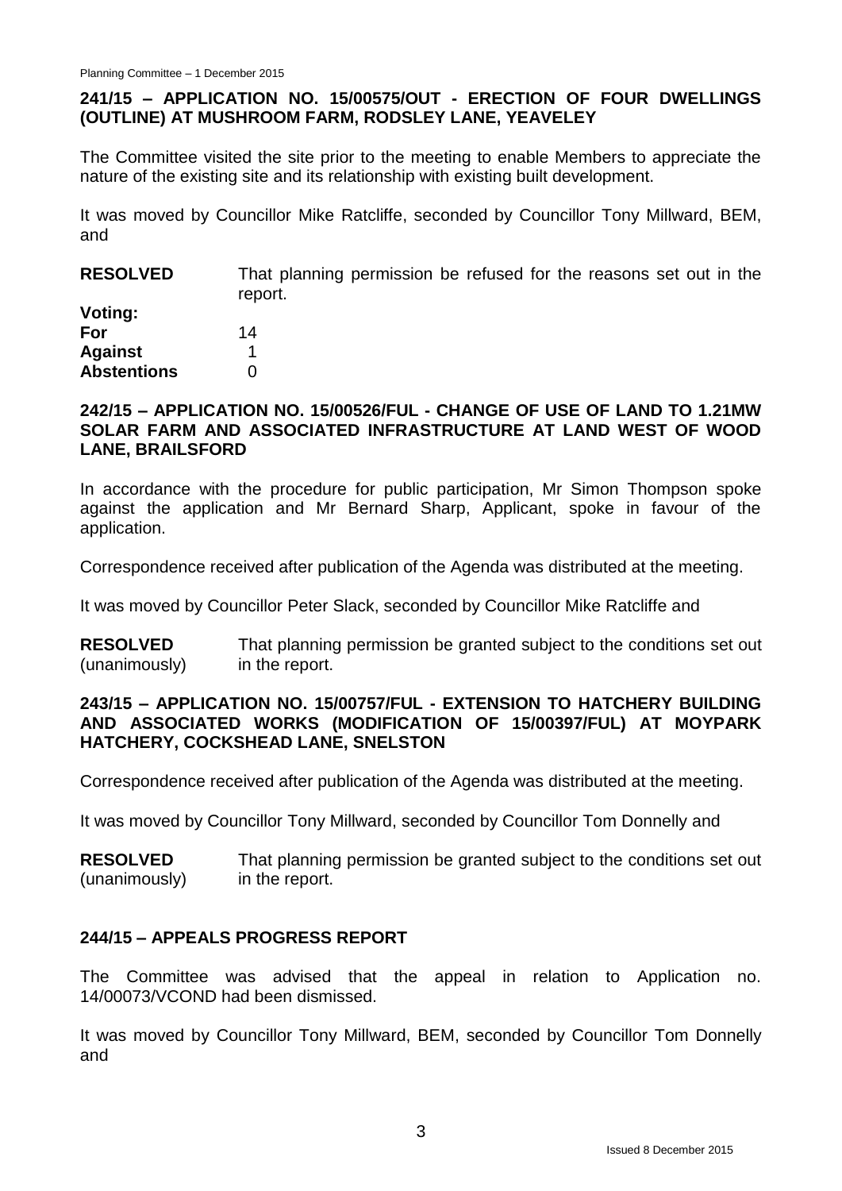## 241/15 – APPLICATION NO. 15/00575/OUT - ERECTION OF FOUR DWELLINGS (OUTLINE) AT MUSHROOM FARM, RODSLEY LANE, YEAVELEY

The Committee visited the site prior to the meeting to enable Members to appreciate the nature of the existing site and its relationship with existing built development.

It was moved by Councillor Mike Ratcliffe, seconded by Councillor Tony Millward, BEM, and

**RESOLVED** That planning permission be refused for the reasons set out in the report.

**Voting:**

| | |
|---|---|
| **For** | 14 |
| **Against** | 1 |
| **Abstentions** | 0 |

## 242/15 – APPLICATION NO. 15/00526/FUL - CHANGE OF USE OF LAND TO 1.21MW SOLAR FARM AND ASSOCIATED INFRASTRUCTURE AT LAND WEST OF WOOD LANE, BRAILSFORD

In accordance with the procedure for public participation, Mr Simon Thompson spoke against the application and Mr Bernard Sharp, Applicant, spoke in favour of the application.

Correspondence received after publication of the Agenda was distributed at the meeting.

It was moved by Councillor Peter Slack, seconded by Councillor Mike Ratcliffe and

**RESOLVED** (unanimously) That planning permission be granted subject to the conditions set out in the report.

## 243/15 – APPLICATION NO. 15/00757/FUL - EXTENSION TO HATCHERY BUILDING AND ASSOCIATED WORKS (MODIFICATION OF 15/00397/FUL) AT MOYPARK HATCHERY, COCKSHEAD LANE, SNELSTON

Correspondence received after publication of the Agenda was distributed at the meeting.

It was moved by Councillor Tony Millward, seconded by Councillor Tom Donnelly and

**RESOLVED** (unanimously) That planning permission be granted subject to the conditions set out in the report.

## 244/15 – APPEALS PROGRESS REPORT

The Committee was advised that the appeal in relation to Application no. 14/00073/VCOND had been dismissed.

It was moved by Councillor Tony Millward, BEM, seconded by Councillor Tom Donnelly and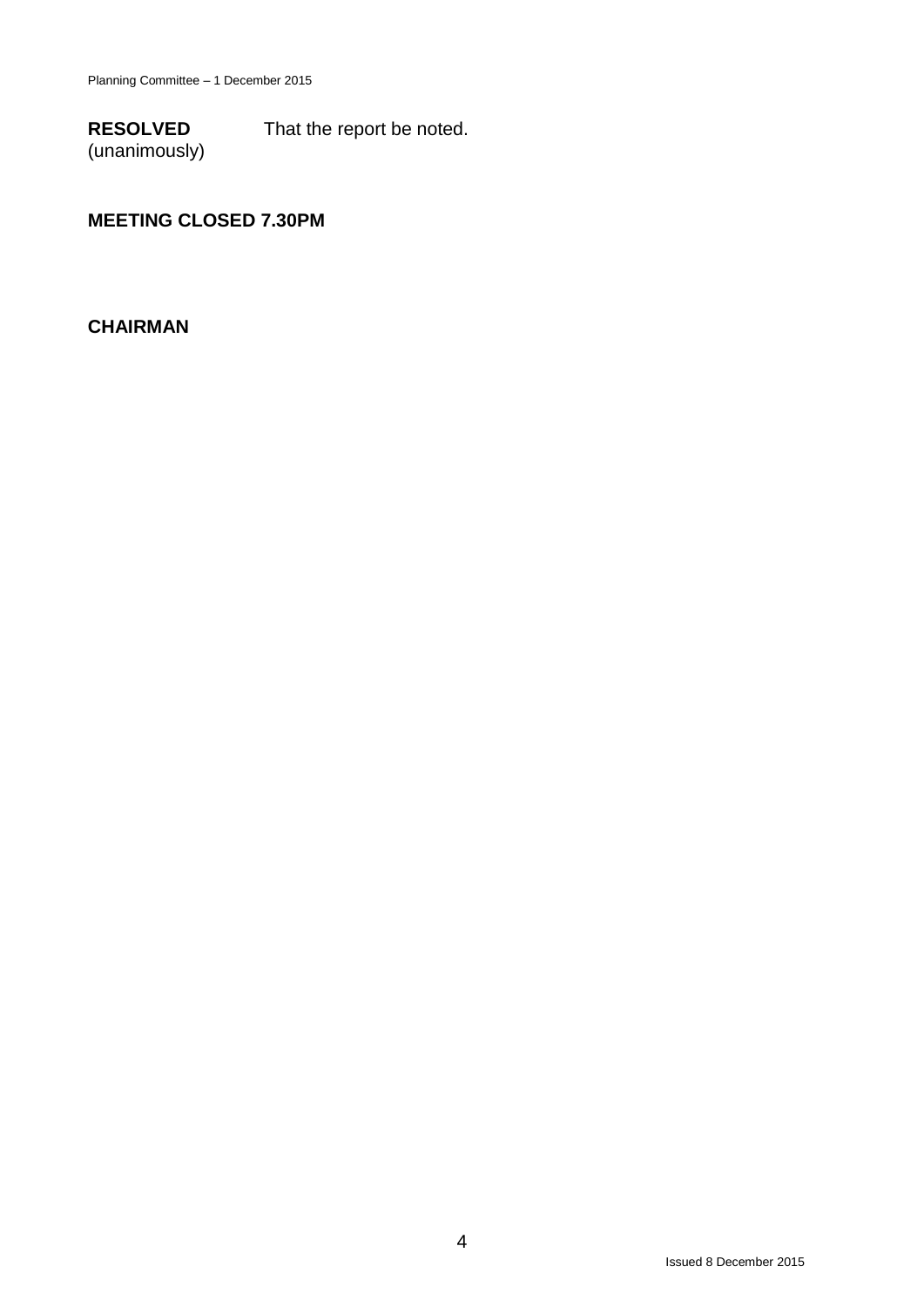**RESOLVED** (unanimously) That the report be noted.

**MEETING CLOSED 7.30PM**

**CHAIRMAN**

Issued 8 December 2015